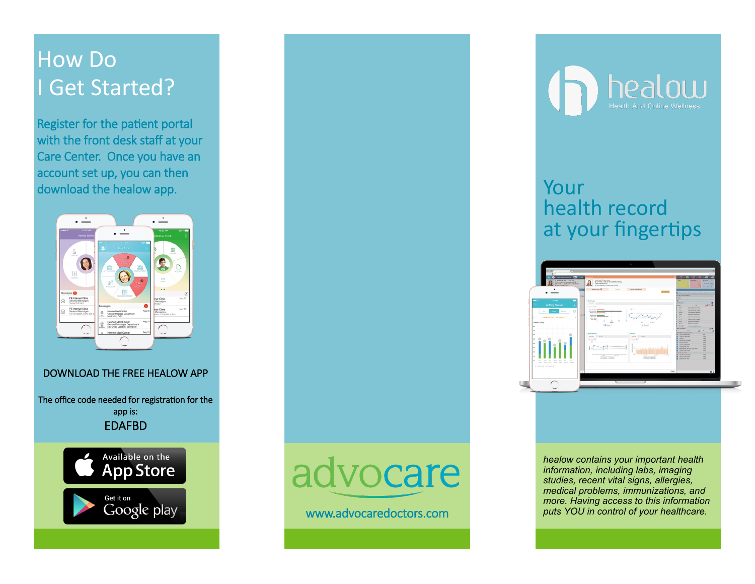# How Do I Get Started?

Register for the patient portal with the front desk staff at your Care Center. Once you have an account set up, you can then download the healow app.

DOWNLOAD THE FREE HEALOW APP

The office code needed for registration for the app is:

EDAFBD

Available on the App Store

Get it on Google play

advocare

www.advocaredoctors.com

healow

Health And Online Wellness

## Your health record at your fingertips

*healow contains your important health information, including labs, imaging studies, recent vital signs, allergies, medical problems, immunizations, and more. Having access to this information puts YOU in control of your healthcare.*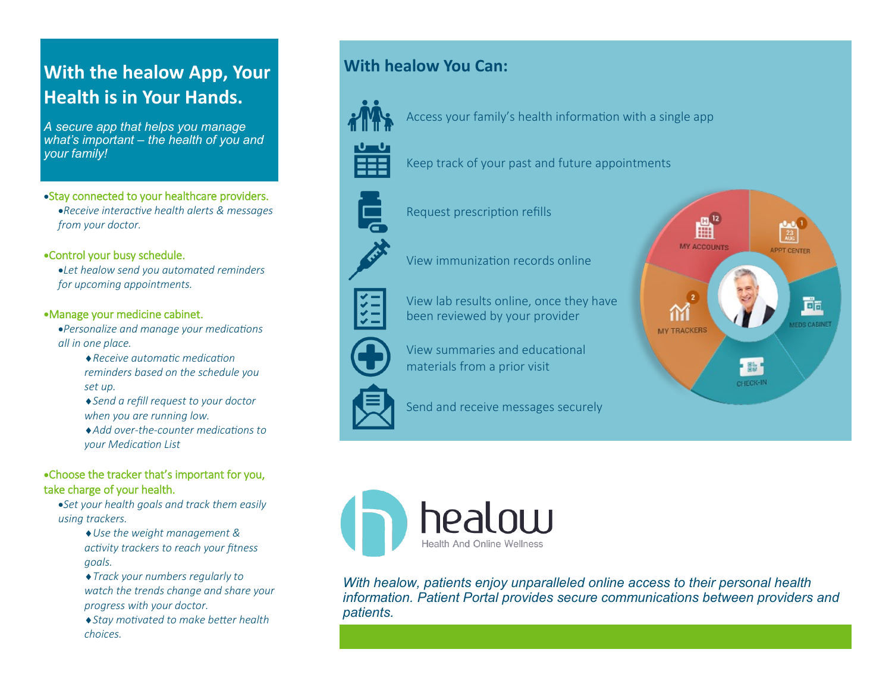## With the healow App, Your Health is in Your Hands.

*A secure app that helps you manage what's important – the health of you and your family!*

- Stay connected to your healthcare providers.
  - *Receive interactive health alerts & messages from your doctor.*
- Control your busy schedule.
  - *Let healow send you automated reminders for upcoming appointments.*
- Manage your medicine cabinet.
  - *Personalize and manage your medications all in one place.*
    - *Receive automatic medication reminders based on the schedule you set up.*
    - *Send a refill request to your doctor when you are running low.*
    - *Add over-the-counter medications to your Medication List*
- Choose the tracker that's important for you, take charge of your health.
  - *Set your health goals and track them easily using trackers.*
    - *Use the weight management & activity trackers to reach your fitness goals.*
    - *Track your numbers regularly to watch the trends change and share your progress with your doctor.*
    - *Stay motivated to make better health choices.*

## With healow You Can:

- Access your family's health information with a single app
- Keep track of your past and future appointments
- Request prescription refills
- View immunization records online
- View lab results online, once they have been reviewed by your provider
- View summaries and educational materials from a prior visit
- Send and receive messages securely

MY ACCOUNTS 12
APPT CENTER 1
MY TRACKERS 2
MEDS CABINET
CHECK-IN

healow
Health And Online Wellness

*With healow, patients enjoy unparalleled online access to their personal health information. Patient Portal provides secure communications between providers and patients.*